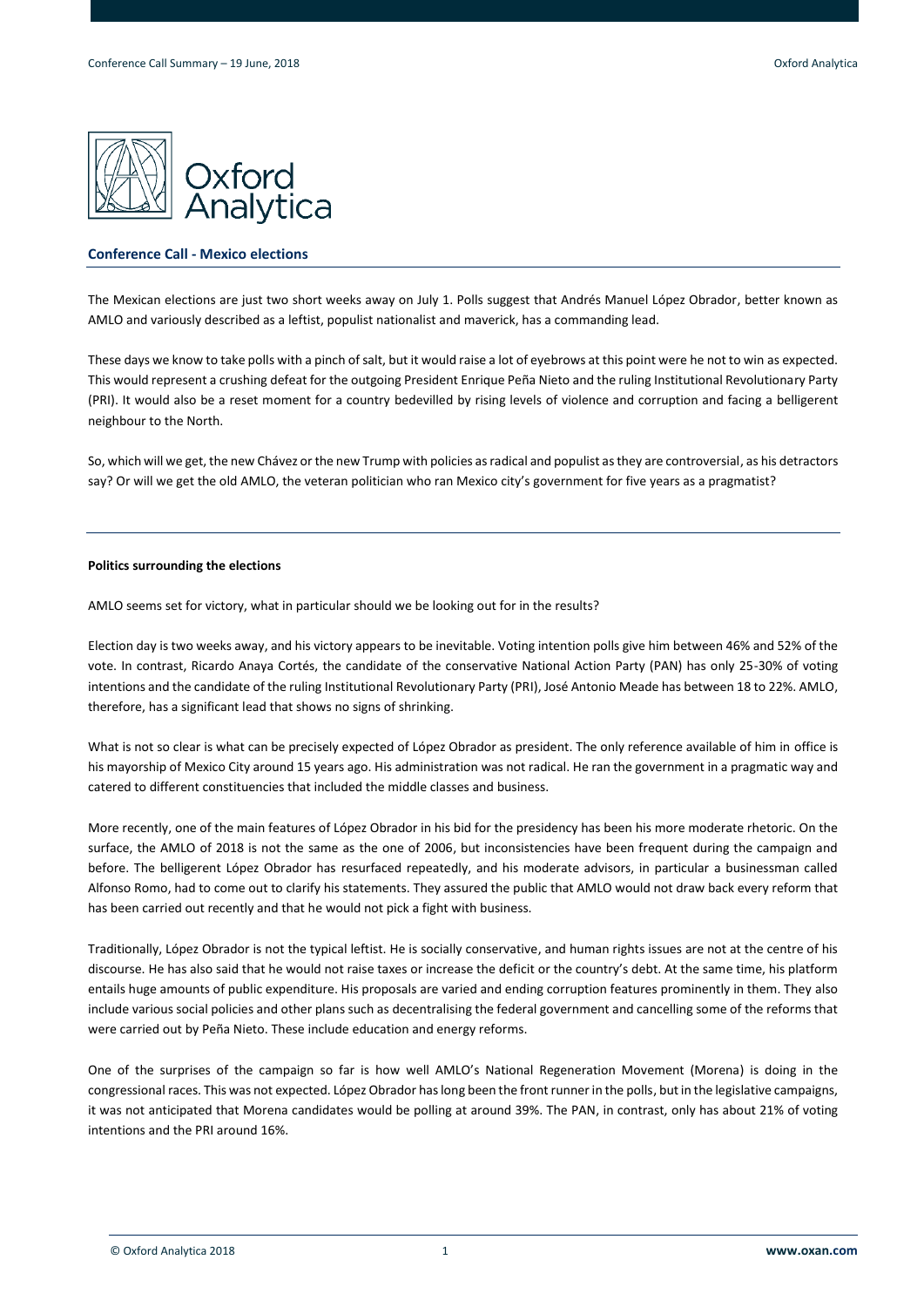## Conference Call - Mexico elections

The Mexican elections are just two short weeks away on July 1. Polls suggest that Andrés Manuel López Obrador, better known as AMLO and variously described as a leftist, populist nationalist and maverick, has a commanding lead.

These days we know to take polls with a pinch of salt, but it would raise a lot of eyebrows at this point were he not to win as expected. This would represent a crushing defeat for the outgoing President Enrique Peña Nieto and the ruling Institutional Revolutionary Party (PRI). It would also be a reset moment for a country bedevilled by rising levels of violence and corruption and facing a belligerent neighbour to the North.

So, which will we get, the new Chávez or the new Trump with policies as radical and populist as they are controversial, as his detractors say? Or will we get the old AMLO, the veteran politician who ran Mexico city's government for five years as a pragmatist?

---

**Politics surrounding the elections**

AMLO seems set for victory, what in particular should we be looking out for in the results?

Election day is two weeks away, and his victory appears to be inevitable. Voting intention polls give him between 46% and 52% of the vote. In contrast, Ricardo Anaya Cortés, the candidate of the conservative National Action Party (PAN) has only 25-30% of voting intentions and the candidate of the ruling Institutional Revolutionary Party (PRI), José Antonio Meade has between 18 to 22%. AMLO, therefore, has a significant lead that shows no signs of shrinking.

What is not so clear is what can be precisely expected of López Obrador as president. The only reference available of him in office is his mayorship of Mexico City around 15 years ago. His administration was not radical. He ran the government in a pragmatic way and catered to different constituencies that included the middle classes and business.

More recently, one of the main features of López Obrador in his bid for the presidency has been his more moderate rhetoric. On the surface, the AMLO of 2018 is not the same as the one of 2006, but inconsistencies have been frequent during the campaign and before. The belligerent López Obrador has resurfaced repeatedly, and his moderate advisors, in particular a businessman called Alfonso Romo, had to come out to clarify his statements. They assured the public that AMLO would not draw back every reform that has been carried out recently and that he would not pick a fight with business.

Traditionally, López Obrador is not the typical leftist. He is socially conservative, and human rights issues are not at the centre of his discourse. He has also said that he would not raise taxes or increase the deficit or the country's debt. At the same time, his platform entails huge amounts of public expenditure. His proposals are varied and ending corruption features prominently in them. They also include various social policies and other plans such as decentralising the federal government and cancelling some of the reforms that were carried out by Peña Nieto. These include education and energy reforms.

One of the surprises of the campaign so far is how well AMLO's National Regeneration Movement (Morena) is doing in the congressional races. This was not expected. López Obrador has long been the front runner in the polls, but in the legislative campaigns, it was not anticipated that Morena candidates would be polling at around 39%. The PAN, in contrast, only has about 21% of voting intentions and the PRI around 16%.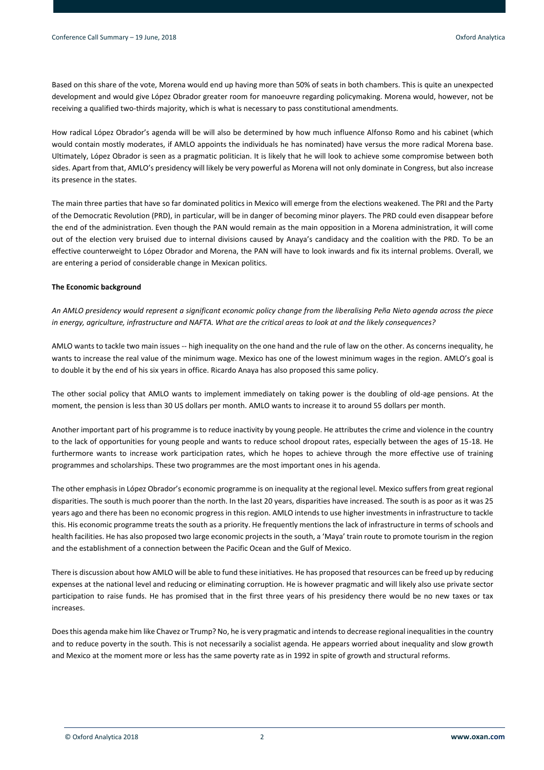Based on this share of the vote, Morena would end up having more than 50% of seats in both chambers. This is quite an unexpected development and would give López Obrador greater room for manoeuvre regarding policymaking. Morena would, however, not be receiving a qualified two-thirds majority, which is what is necessary to pass constitutional amendments.

How radical López Obrador's agenda will be will also be determined by how much influence Alfonso Romo and his cabinet (which would contain mostly moderates, if AMLO appoints the individuals he has nominated) have versus the more radical Morena base. Ultimately, López Obrador is seen as a pragmatic politician. It is likely that he will look to achieve some compromise between both sides. Apart from that, AMLO's presidency will likely be very powerful as Morena will not only dominate in Congress, but also increase its presence in the states.

The main three parties that have so far dominated politics in Mexico will emerge from the elections weakened. The PRI and the Party of the Democratic Revolution (PRD), in particular, will be in danger of becoming minor players. The PRD could even disappear before the end of the administration. Even though the PAN would remain as the main opposition in a Morena administration, it will come out of the election very bruised due to internal divisions caused by Anaya's candidacy and the coalition with the PRD. To be an effective counterweight to López Obrador and Morena, the PAN will have to look inwards and fix its internal problems. Overall, we are entering a period of considerable change in Mexican politics.

**The Economic background**

*An AMLO presidency would represent a significant economic policy change from the liberalising Peña Nieto agenda across the piece in energy, agriculture, infrastructure and NAFTA. What are the critical areas to look at and the likely consequences?*

AMLO wants to tackle two main issues -- high inequality on the one hand and the rule of law on the other. As concerns inequality, he wants to increase the real value of the minimum wage. Mexico has one of the lowest minimum wages in the region. AMLO's goal is to double it by the end of his six years in office. Ricardo Anaya has also proposed this same policy.

The other social policy that AMLO wants to implement immediately on taking power is the doubling of old-age pensions. At the moment, the pension is less than 30 US dollars per month. AMLO wants to increase it to around 55 dollars per month.

Another important part of his programme is to reduce inactivity by young people. He attributes the crime and violence in the country to the lack of opportunities for young people and wants to reduce school dropout rates, especially between the ages of 15-18. He furthermore wants to increase work participation rates, which he hopes to achieve through the more effective use of training programmes and scholarships. These two programmes are the most important ones in his agenda.

The other emphasis in López Obrador's economic programme is on inequality at the regional level. Mexico suffers from great regional disparities. The south is much poorer than the north. In the last 20 years, disparities have increased. The south is as poor as it was 25 years ago and there has been no economic progress in this region. AMLO intends to use higher investments in infrastructure to tackle this. His economic programme treats the south as a priority. He frequently mentions the lack of infrastructure in terms of schools and health facilities. He has also proposed two large economic projects in the south, a 'Maya' train route to promote tourism in the region and the establishment of a connection between the Pacific Ocean and the Gulf of Mexico.

There is discussion about how AMLO will be able to fund these initiatives. He has proposed that resources can be freed up by reducing expenses at the national level and reducing or eliminating corruption. He is however pragmatic and will likely also use private sector participation to raise funds. He has promised that in the first three years of his presidency there would be no new taxes or tax increases.

Does this agenda make him like Chavez or Trump? No, he is very pragmatic and intends to decrease regional inequalities in the country and to reduce poverty in the south. This is not necessarily a socialist agenda. He appears worried about inequality and slow growth and Mexico at the moment more or less has the same poverty rate as in 1992 in spite of growth and structural reforms.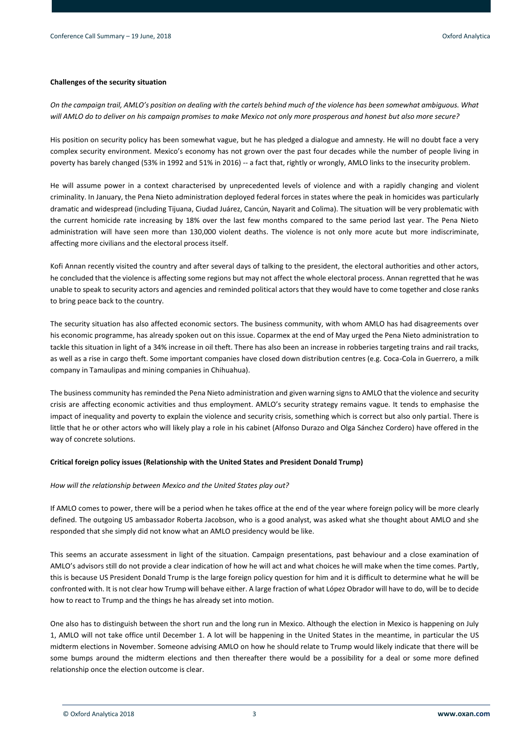**Challenges of the security situation**

*On the campaign trail, AMLO's position on dealing with the cartels behind much of the violence has been somewhat ambiguous. What will AMLO do to deliver on his campaign promises to make Mexico not only more prosperous and honest but also more secure?*

His position on security policy has been somewhat vague, but he has pledged a dialogue and amnesty. He will no doubt face a very complex security environment. Mexico's economy has not grown over the past four decades while the number of people living in poverty has barely changed (53% in 1992 and 51% in 2016) -- a fact that, rightly or wrongly, AMLO links to the insecurity problem.

He will assume power in a context characterised by unprecedented levels of violence and with a rapidly changing and violent criminality. In January, the Pena Nieto administration deployed federal forces in states where the peak in homicides was particularly dramatic and widespread (including Tijuana, Ciudad Juárez, Cancún, Nayarit and Colima). The situation will be very problematic with the current homicide rate increasing by 18% over the last few months compared to the same period last year. The Pena Nieto administration will have seen more than 130,000 violent deaths. The violence is not only more acute but more indiscriminate, affecting more civilians and the electoral process itself.

Kofi Annan recently visited the country and after several days of talking to the president, the electoral authorities and other actors, he concluded that the violence is affecting some regions but may not affect the whole electoral process. Annan regretted that he was unable to speak to security actors and agencies and reminded political actors that they would have to come together and close ranks to bring peace back to the country.

The security situation has also affected economic sectors. The business community, with whom AMLO has had disagreements over his economic programme, has already spoken out on this issue. Coparmex at the end of May urged the Pena Nieto administration to tackle this situation in light of a 34% increase in oil theft. There has also been an increase in robberies targeting trains and rail tracks, as well as a rise in cargo theft. Some important companies have closed down distribution centres (e.g. Coca-Cola in Guerrero, a milk company in Tamaulipas and mining companies in Chihuahua).

The business community has reminded the Pena Nieto administration and given warning signs to AMLO that the violence and security crisis are affecting economic activities and thus employment. AMLO's security strategy remains vague. It tends to emphasise the impact of inequality and poverty to explain the violence and security crisis, something which is correct but also only partial. There is little that he or other actors who will likely play a role in his cabinet (Alfonso Durazo and Olga Sánchez Cordero) have offered in the way of concrete solutions.

**Critical foreign policy issues (Relationship with the United States and President Donald Trump)**

*How will the relationship between Mexico and the United States play out?*

If AMLO comes to power, there will be a period when he takes office at the end of the year where foreign policy will be more clearly defined. The outgoing US ambassador Roberta Jacobson, who is a good analyst, was asked what she thought about AMLO and she responded that she simply did not know what an AMLO presidency would be like.

This seems an accurate assessment in light of the situation. Campaign presentations, past behaviour and a close examination of AMLO's advisors still do not provide a clear indication of how he will act and what choices he will make when the time comes. Partly, this is because US President Donald Trump is the large foreign policy question for him and it is difficult to determine what he will be confronted with. It is not clear how Trump will behave either. A large fraction of what López Obrador will have to do, will be to decide how to react to Trump and the things he has already set into motion.

One also has to distinguish between the short run and the long run in Mexico. Although the election in Mexico is happening on July 1, AMLO will not take office until December 1. A lot will be happening in the United States in the meantime, in particular the US midterm elections in November. Someone advising AMLO on how he should relate to Trump would likely indicate that there will be some bumps around the midterm elections and then thereafter there would be a possibility for a deal or some more defined relationship once the election outcome is clear.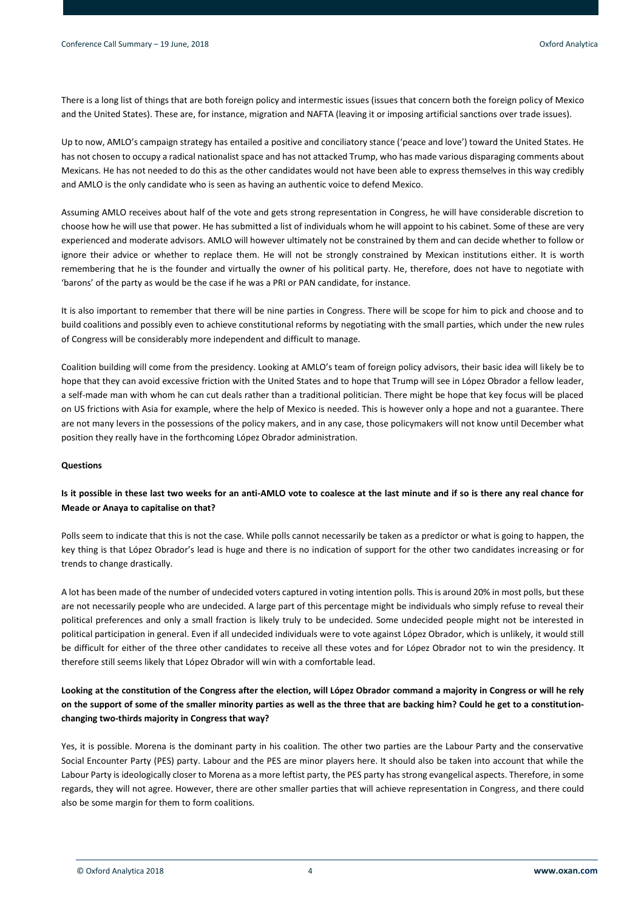There is a long list of things that are both foreign policy and intermestic issues (issues that concern both the foreign policy of Mexico and the United States). These are, for instance, migration and NAFTA (leaving it or imposing artificial sanctions over trade issues).

Up to now, AMLO's campaign strategy has entailed a positive and conciliatory stance ('peace and love') toward the United States. He has not chosen to occupy a radical nationalist space and has not attacked Trump, who has made various disparaging comments about Mexicans. He has not needed to do this as the other candidates would not have been able to express themselves in this way credibly and AMLO is the only candidate who is seen as having an authentic voice to defend Mexico.

Assuming AMLO receives about half of the vote and gets strong representation in Congress, he will have considerable discretion to choose how he will use that power. He has submitted a list of individuals whom he will appoint to his cabinet. Some of these are very experienced and moderate advisors. AMLO will however ultimately not be constrained by them and can decide whether to follow or ignore their advice or whether to replace them. He will not be strongly constrained by Mexican institutions either. It is worth remembering that he is the founder and virtually the owner of his political party. He, therefore, does not have to negotiate with 'barons' of the party as would be the case if he was a PRI or PAN candidate, for instance.

It is also important to remember that there will be nine parties in Congress. There will be scope for him to pick and choose and to build coalitions and possibly even to achieve constitutional reforms by negotiating with the small parties, which under the new rules of Congress will be considerably more independent and difficult to manage.

Coalition building will come from the presidency. Looking at AMLO's team of foreign policy advisors, their basic idea will likely be to hope that they can avoid excessive friction with the United States and to hope that Trump will see in López Obrador a fellow leader, a self-made man with whom he can cut deals rather than a traditional politician. There might be hope that key focus will be placed on US frictions with Asia for example, where the help of Mexico is needed. This is however only a hope and not a guarantee. There are not many levers in the possessions of the policy makers, and in any case, those policymakers will not know until December what position they really have in the forthcoming López Obrador administration.

**Questions**

**Is it possible in these last two weeks for an anti-AMLO vote to coalesce at the last minute and if so is there any real chance for Meade or Anaya to capitalise on that?**

Polls seem to indicate that this is not the case. While polls cannot necessarily be taken as a predictor or what is going to happen, the key thing is that López Obrador's lead is huge and there is no indication of support for the other two candidates increasing or for trends to change drastically.

A lot has been made of the number of undecided voters captured in voting intention polls. This is around 20% in most polls, but these are not necessarily people who are undecided. A large part of this percentage might be individuals who simply refuse to reveal their political preferences and only a small fraction is likely truly to be undecided. Some undecided people might not be interested in political participation in general. Even if all undecided individuals were to vote against López Obrador, which is unlikely, it would still be difficult for either of the three other candidates to receive all these votes and for López Obrador not to win the presidency. It therefore still seems likely that López Obrador will win with a comfortable lead.

**Looking at the constitution of the Congress after the election, will López Obrador command a majority in Congress or will he rely on the support of some of the smaller minority parties as well as the three that are backing him? Could he get to a constitution-changing two-thirds majority in Congress that way?**

Yes, it is possible. Morena is the dominant party in his coalition. The other two parties are the Labour Party and the conservative Social Encounter Party (PES) party. Labour and the PES are minor players here. It should also be taken into account that while the Labour Party is ideologically closer to Morena as a more leftist party, the PES party has strong evangelical aspects. Therefore, in some regards, they will not agree. However, there are other smaller parties that will achieve representation in Congress, and there could also be some margin for them to form coalitions.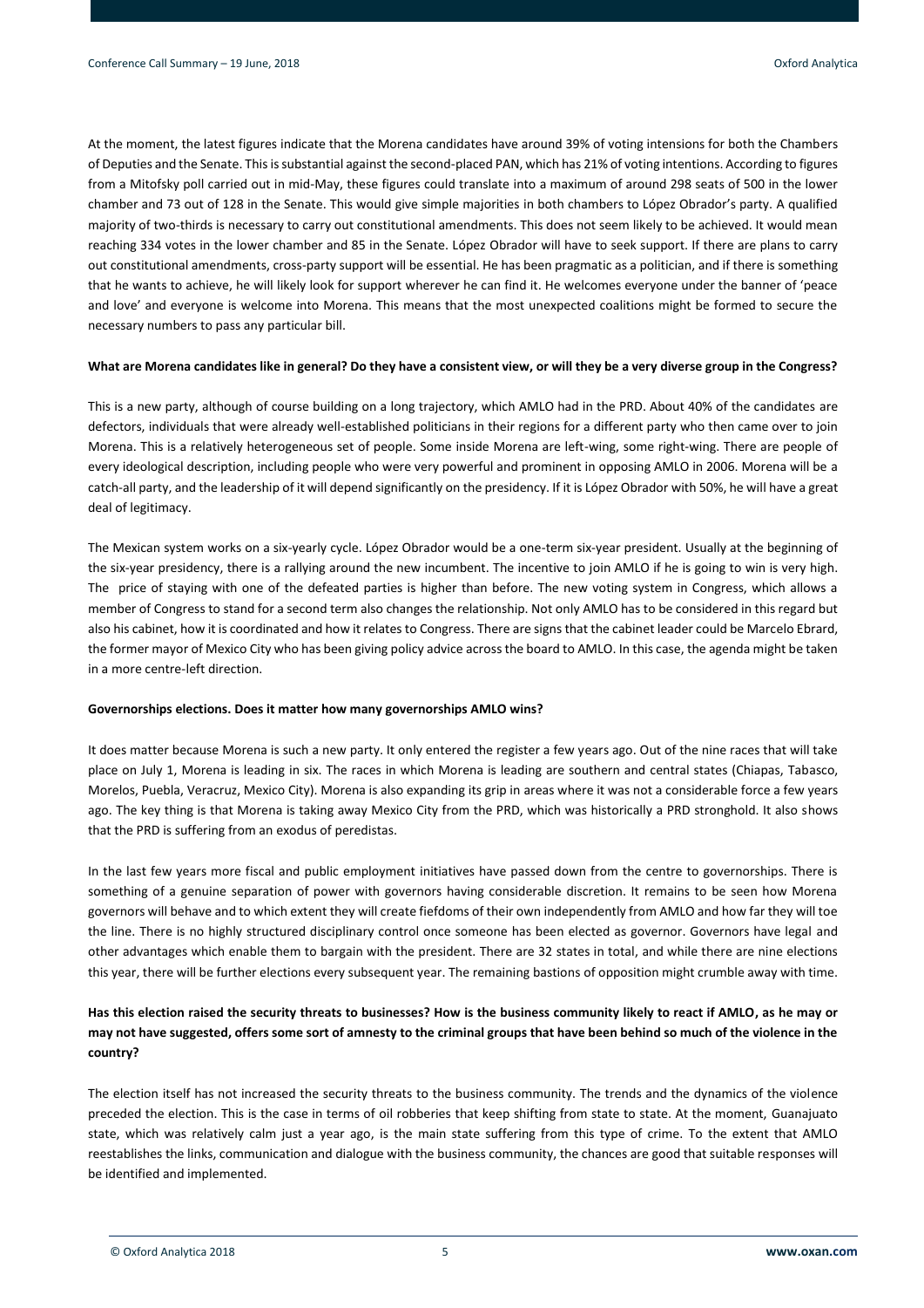At the moment, the latest figures indicate that the Morena candidates have around 39% of voting intensions for both the Chambers of Deputies and the Senate. This is substantial against the second-placed PAN, which has 21% of voting intentions. According to figures from a Mitofsky poll carried out in mid-May, these figures could translate into a maximum of around 298 seats of 500 in the lower chamber and 73 out of 128 in the Senate. This would give simple majorities in both chambers to López Obrador's party. A qualified majority of two-thirds is necessary to carry out constitutional amendments. This does not seem likely to be achieved. It would mean reaching 334 votes in the lower chamber and 85 in the Senate. López Obrador will have to seek support. If there are plans to carry out constitutional amendments, cross-party support will be essential. He has been pragmatic as a politician, and if there is something that he wants to achieve, he will likely look for support wherever he can find it. He welcomes everyone under the banner of 'peace and love' and everyone is welcome into Morena. This means that the most unexpected coalitions might be formed to secure the necessary numbers to pass any particular bill.

**What are Morena candidates like in general? Do they have a consistent view, or will they be a very diverse group in the Congress?**

This is a new party, although of course building on a long trajectory, which AMLO had in the PRD. About 40% of the candidates are defectors, individuals that were already well-established politicians in their regions for a different party who then came over to join Morena. This is a relatively heterogeneous set of people. Some inside Morena are left-wing, some right-wing. There are people of every ideological description, including people who were very powerful and prominent in opposing AMLO in 2006. Morena will be a catch-all party, and the leadership of it will depend significantly on the presidency. If it is López Obrador with 50%, he will have a great deal of legitimacy.

The Mexican system works on a six-yearly cycle. López Obrador would be a one-term six-year president. Usually at the beginning of the six-year presidency, there is a rallying around the new incumbent. The incentive to join AMLO if he is going to win is very high. The price of staying with one of the defeated parties is higher than before. The new voting system in Congress, which allows a member of Congress to stand for a second term also changes the relationship. Not only AMLO has to be considered in this regard but also his cabinet, how it is coordinated and how it relates to Congress. There are signs that the cabinet leader could be Marcelo Ebrard, the former mayor of Mexico City who has been giving policy advice across the board to AMLO. In this case, the agenda might be taken in a more centre-left direction.

**Governorships elections. Does it matter how many governorships AMLO wins?**

It does matter because Morena is such a new party. It only entered the register a few years ago. Out of the nine races that will take place on July 1, Morena is leading in six. The races in which Morena is leading are southern and central states (Chiapas, Tabasco, Morelos, Puebla, Veracruz, Mexico City). Morena is also expanding its grip in areas where it was not a considerable force a few years ago. The key thing is that Morena is taking away Mexico City from the PRD, which was historically a PRD stronghold. It also shows that the PRD is suffering from an exodus of peredistas.

In the last few years more fiscal and public employment initiatives have passed down from the centre to governorships. There is something of a genuine separation of power with governors having considerable discretion. It remains to be seen how Morena governors will behave and to which extent they will create fiefdoms of their own independently from AMLO and how far they will toe the line. There is no highly structured disciplinary control once someone has been elected as governor. Governors have legal and other advantages which enable them to bargain with the president. There are 32 states in total, and while there are nine elections this year, there will be further elections every subsequent year. The remaining bastions of opposition might crumble away with time.

**Has this election raised the security threats to businesses? How is the business community likely to react if AMLO, as he may or may not have suggested, offers some sort of amnesty to the criminal groups that have been behind so much of the violence in the country?**

The election itself has not increased the security threats to the business community. The trends and the dynamics of the violence preceded the election. This is the case in terms of oil robberies that keep shifting from state to state. At the moment, Guanajuato state, which was relatively calm just a year ago, is the main state suffering from this type of crime. To the extent that AMLO reestablishes the links, communication and dialogue with the business community, the chances are good that suitable responses will be identified and implemented.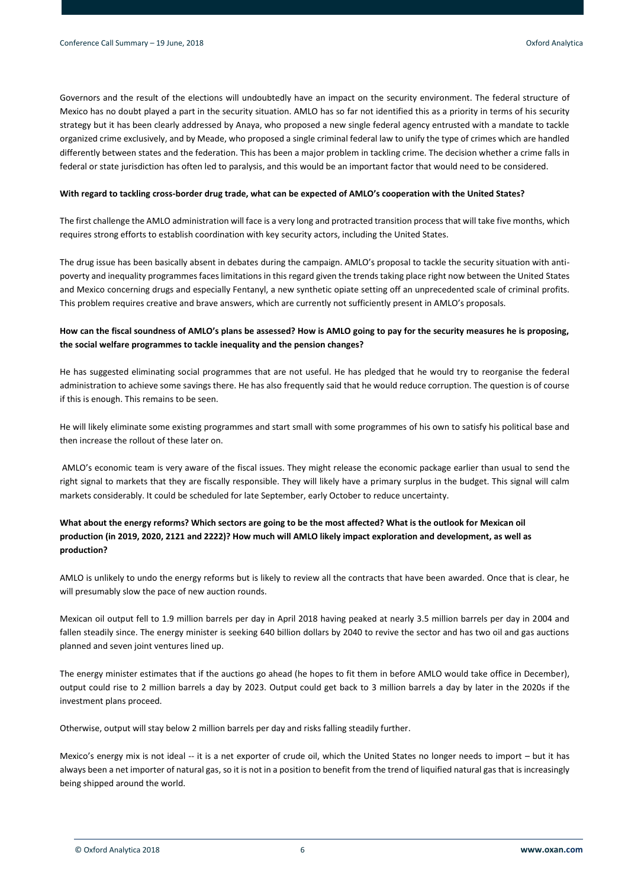Governors and the result of the elections will undoubtedly have an impact on the security environment. The federal structure of Mexico has no doubt played a part in the security situation. AMLO has so far not identified this as a priority in terms of his security strategy but it has been clearly addressed by Anaya, who proposed a new single federal agency entrusted with a mandate to tackle organized crime exclusively, and by Meade, who proposed a single criminal federal law to unify the type of crimes which are handled differently between states and the federation. This has been a major problem in tackling crime. The decision whether a crime falls in federal or state jurisdiction has often led to paralysis, and this would be an important factor that would need to be considered.

**With regard to tackling cross-border drug trade, what can be expected of AMLO's cooperation with the United States?**

The first challenge the AMLO administration will face is a very long and protracted transition process that will take five months, which requires strong efforts to establish coordination with key security actors, including the United States.

The drug issue has been basically absent in debates during the campaign. AMLO's proposal to tackle the security situation with anti-poverty and inequality programmes faces limitations in this regard given the trends taking place right now between the United States and Mexico concerning drugs and especially Fentanyl, a new synthetic opiate setting off an unprecedented scale of criminal profits. This problem requires creative and brave answers, which are currently not sufficiently present in AMLO's proposals.

**How can the fiscal soundness of AMLO's plans be assessed? How is AMLO going to pay for the security measures he is proposing, the social welfare programmes to tackle inequality and the pension changes?**

He has suggested eliminating social programmes that are not useful. He has pledged that he would try to reorganise the federal administration to achieve some savings there. He has also frequently said that he would reduce corruption. The question is of course if this is enough. This remains to be seen.

He will likely eliminate some existing programmes and start small with some programmes of his own to satisfy his political base and then increase the rollout of these later on.

AMLO's economic team is very aware of the fiscal issues. They might release the economic package earlier than usual to send the right signal to markets that they are fiscally responsible. They will likely have a primary surplus in the budget. This signal will calm markets considerably. It could be scheduled for late September, early October to reduce uncertainty.

**What about the energy reforms? Which sectors are going to be the most affected? What is the outlook for Mexican oil production (in 2019, 2020, 2121 and 2222)? How much will AMLO likely impact exploration and development, as well as production?**

AMLO is unlikely to undo the energy reforms but is likely to review all the contracts that have been awarded. Once that is clear, he will presumably slow the pace of new auction rounds.

Mexican oil output fell to 1.9 million barrels per day in April 2018 having peaked at nearly 3.5 million barrels per day in 2004 and fallen steadily since. The energy minister is seeking 640 billion dollars by 2040 to revive the sector and has two oil and gas auctions planned and seven joint ventures lined up.

The energy minister estimates that if the auctions go ahead (he hopes to fit them in before AMLO would take office in December), output could rise to 2 million barrels a day by 2023. Output could get back to 3 million barrels a day by later in the 2020s if the investment plans proceed.

Otherwise, output will stay below 2 million barrels per day and risks falling steadily further.

Mexico's energy mix is not ideal -- it is a net exporter of crude oil, which the United States no longer needs to import – but it has always been a net importer of natural gas, so it is not in a position to benefit from the trend of liquified natural gas that is increasingly being shipped around the world.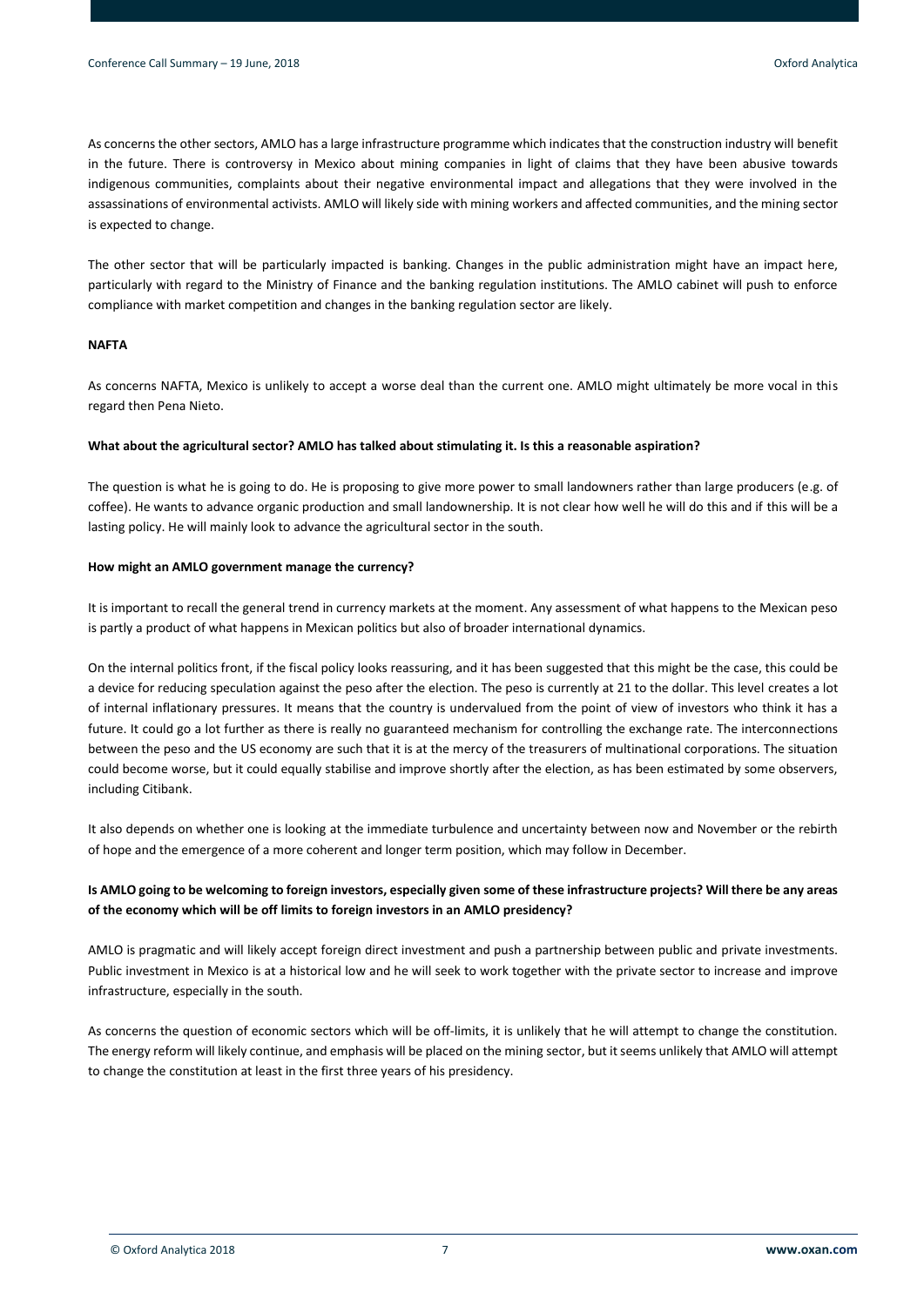As concerns the other sectors, AMLO has a large infrastructure programme which indicates that the construction industry will benefit in the future. There is controversy in Mexico about mining companies in light of claims that they have been abusive towards indigenous communities, complaints about their negative environmental impact and allegations that they were involved in the assassinations of environmental activists. AMLO will likely side with mining workers and affected communities, and the mining sector is expected to change.

The other sector that will be particularly impacted is banking. Changes in the public administration might have an impact here, particularly with regard to the Ministry of Finance and the banking regulation institutions. The AMLO cabinet will push to enforce compliance with market competition and changes in the banking regulation sector are likely.

**NAFTA**

As concerns NAFTA, Mexico is unlikely to accept a worse deal than the current one. AMLO might ultimately be more vocal in this regard then Pena Nieto.

**What about the agricultural sector? AMLO has talked about stimulating it. Is this a reasonable aspiration?**

The question is what he is going to do. He is proposing to give more power to small landowners rather than large producers (e.g. of coffee). He wants to advance organic production and small landownership. It is not clear how well he will do this and if this will be a lasting policy. He will mainly look to advance the agricultural sector in the south.

**How might an AMLO government manage the currency?**

It is important to recall the general trend in currency markets at the moment. Any assessment of what happens to the Mexican peso is partly a product of what happens in Mexican politics but also of broader international dynamics.

On the internal politics front, if the fiscal policy looks reassuring, and it has been suggested that this might be the case, this could be a device for reducing speculation against the peso after the election. The peso is currently at 21 to the dollar. This level creates a lot of internal inflationary pressures. It means that the country is undervalued from the point of view of investors who think it has a future. It could go a lot further as there is really no guaranteed mechanism for controlling the exchange rate. The interconnections between the peso and the US economy are such that it is at the mercy of the treasurers of multinational corporations. The situation could become worse, but it could equally stabilise and improve shortly after the election, as has been estimated by some observers, including Citibank.

It also depends on whether one is looking at the immediate turbulence and uncertainty between now and November or the rebirth of hope and the emergence of a more coherent and longer term position, which may follow in December.

**Is AMLO going to be welcoming to foreign investors, especially given some of these infrastructure projects? Will there be any areas of the economy which will be off limits to foreign investors in an AMLO presidency?**

AMLO is pragmatic and will likely accept foreign direct investment and push a partnership between public and private investments. Public investment in Mexico is at a historical low and he will seek to work together with the private sector to increase and improve infrastructure, especially in the south.

As concerns the question of economic sectors which will be off-limits, it is unlikely that he will attempt to change the constitution. The energy reform will likely continue, and emphasis will be placed on the mining sector, but it seems unlikely that AMLO will attempt to change the constitution at least in the first three years of his presidency.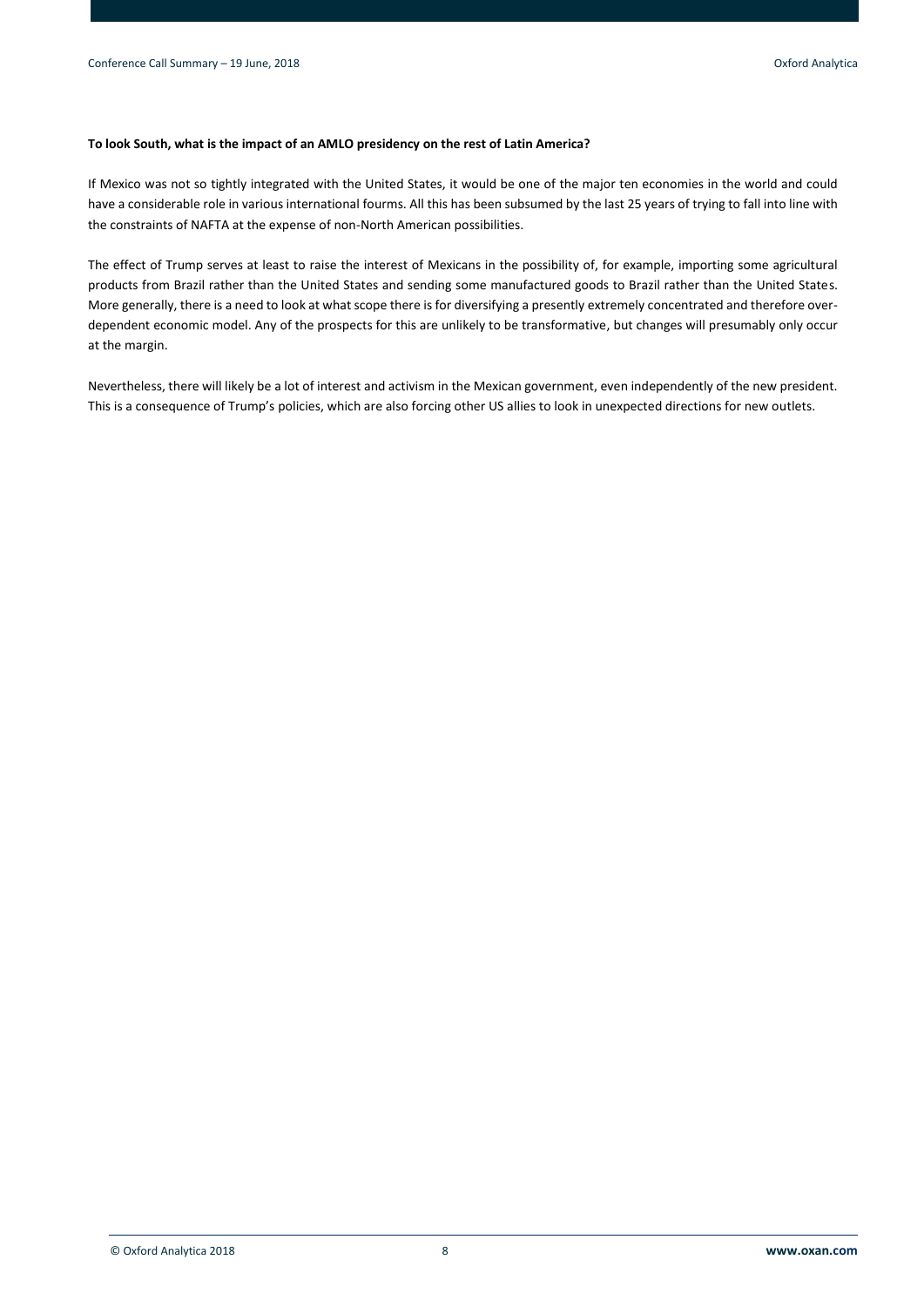**To look South, what is the impact of an AMLO presidency on the rest of Latin America?**

If Mexico was not so tightly integrated with the United States, it would be one of the major ten economies in the world and could have a considerable role in various international fourms. All this has been subsumed by the last 25 years of trying to fall into line with the constraints of NAFTA at the expense of non-North American possibilities.

The effect of Trump serves at least to raise the interest of Mexicans in the possibility of, for example, importing some agricultural products from Brazil rather than the United States and sending some manufactured goods to Brazil rather than the United States. More generally, there is a need to look at what scope there is for diversifying a presently extremely concentrated and therefore over-dependent economic model. Any of the prospects for this are unlikely to be transformative, but changes will presumably only occur at the margin.

Nevertheless, there will likely be a lot of interest and activism in the Mexican government, even independently of the new president. This is a consequence of Trump's policies, which are also forcing other US allies to look in unexpected directions for new outlets.